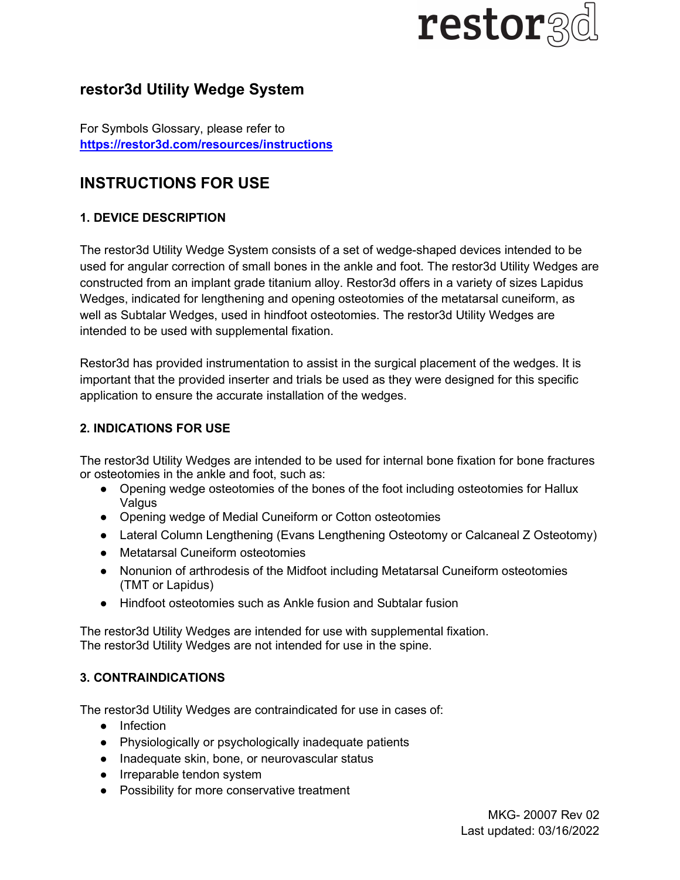restor3d

# restor3d Utility Wedge System

For Symbols Glossary, please refer to **https://restor3d.com/resources/instructions**

## INSTRUCTIONS FOR USE

### 1. DEVICE DESCRIPTION

The restor3d Utility Wedge System consists of a set of wedge-shaped devices intended to be used for angular correction of small bones in the ankle and foot. The restor3d Utility Wedges are constructed from an implant grade titanium alloy. Restor3d offers in a variety of sizes Lapidus Wedges, indicated for lengthening and opening osteotomies of the metatarsal cuneiform, as well as Subtalar Wedges, used in hindfoot osteotomies. The restor3d Utility Wedges are intended to be used with supplemental fixation.

Restor3d has provided instrumentation to assist in the surgical placement of the wedges. It is important that the provided inserter and trials be used as they were designed for this specific application to ensure the accurate installation of the wedges.

### 2. INDICATIONS FOR USE

The restor3d Utility Wedges are intended to be used for internal bone fixation for bone fractures or osteotomies in the ankle and foot, such as:

- Opening wedge osteotomies of the bones of the foot including osteotomies for Hallux Valgus
- Opening wedge of Medial Cuneiform or Cotton osteotomies
- Lateral Column Lengthening (Evans Lengthening Osteotomy or Calcaneal Z Osteotomy)
- Metatarsal Cuneiform osteotomies
- Nonunion of arthrodesis of the Midfoot including Metatarsal Cuneiform osteotomies (TMT or Lapidus)
- Hindfoot osteotomies such as Ankle fusion and Subtalar fusion

The restor3d Utility Wedges are intended for use with supplemental fixation.
The restor3d Utility Wedges are not intended for use in the spine.

### 3. CONTRAINDICATIONS

The restor3d Utility Wedges are contraindicated for use in cases of:

- Infection
- Physiologically or psychologically inadequate patients
- Inadequate skin, bone, or neurovascular status
- Irreparable tendon system
- Possibility for more conservative treatment

MKG- 20007 Rev 02
Last updated: 03/16/2022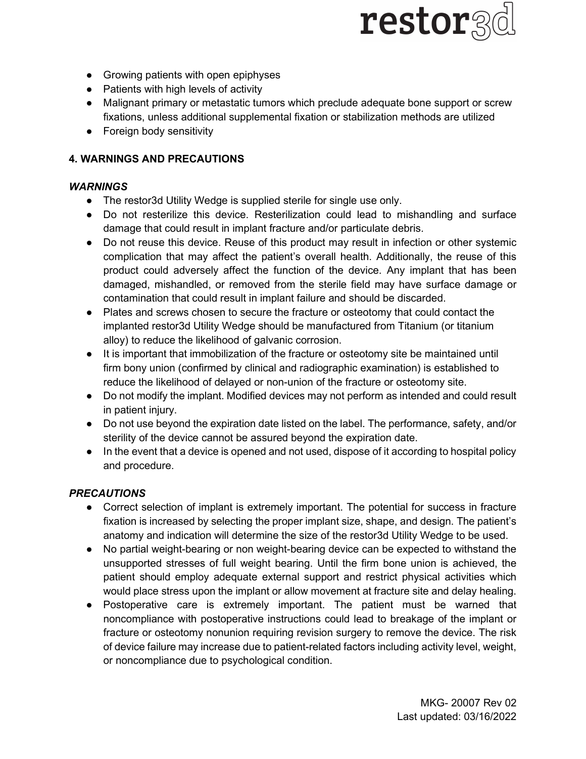- Growing patients with open epiphyses
- Patients with high levels of activity
- Malignant primary or metastatic tumors which preclude adequate bone support or screw fixations, unless additional supplemental fixation or stabilization methods are utilized
- Foreign body sensitivity

## 4. WARNINGS AND PRECAUTIONS

### *WARNINGS*

- The restor3d Utility Wedge is supplied sterile for single use only.
- Do not resterilize this device. Resterilization could lead to mishandling and surface damage that could result in implant fracture and/or particulate debris.
- Do not reuse this device. Reuse of this product may result in infection or other systemic complication that may affect the patient's overall health. Additionally, the reuse of this product could adversely affect the function of the device. Any implant that has been damaged, mishandled, or removed from the sterile field may have surface damage or contamination that could result in implant failure and should be discarded.
- Plates and screws chosen to secure the fracture or osteotomy that could contact the implanted restor3d Utility Wedge should be manufactured from Titanium (or titanium alloy) to reduce the likelihood of galvanic corrosion.
- It is important that immobilization of the fracture or osteotomy site be maintained until firm bony union (confirmed by clinical and radiographic examination) is established to reduce the likelihood of delayed or non-union of the fracture or osteotomy site.
- Do not modify the implant. Modified devices may not perform as intended and could result in patient injury.
- Do not use beyond the expiration date listed on the label. The performance, safety, and/or sterility of the device cannot be assured beyond the expiration date.
- In the event that a device is opened and not used, dispose of it according to hospital policy and procedure.

### *PRECAUTIONS*

- Correct selection of implant is extremely important. The potential for success in fracture fixation is increased by selecting the proper implant size, shape, and design. The patient's anatomy and indication will determine the size of the restor3d Utility Wedge to be used.
- No partial weight-bearing or non weight-bearing device can be expected to withstand the unsupported stresses of full weight bearing. Until the firm bone union is achieved, the patient should employ adequate external support and restrict physical activities which would place stress upon the implant or allow movement at fracture site and delay healing.
- Postoperative care is extremely important. The patient must be warned that noncompliance with postoperative instructions could lead to breakage of the implant or fracture or osteotomy nonunion requiring revision surgery to remove the device. The risk of device failure may increase due to patient-related factors including activity level, weight, or noncompliance due to psychological condition.

MKG- 20007 Rev 02
Last updated: 03/16/2022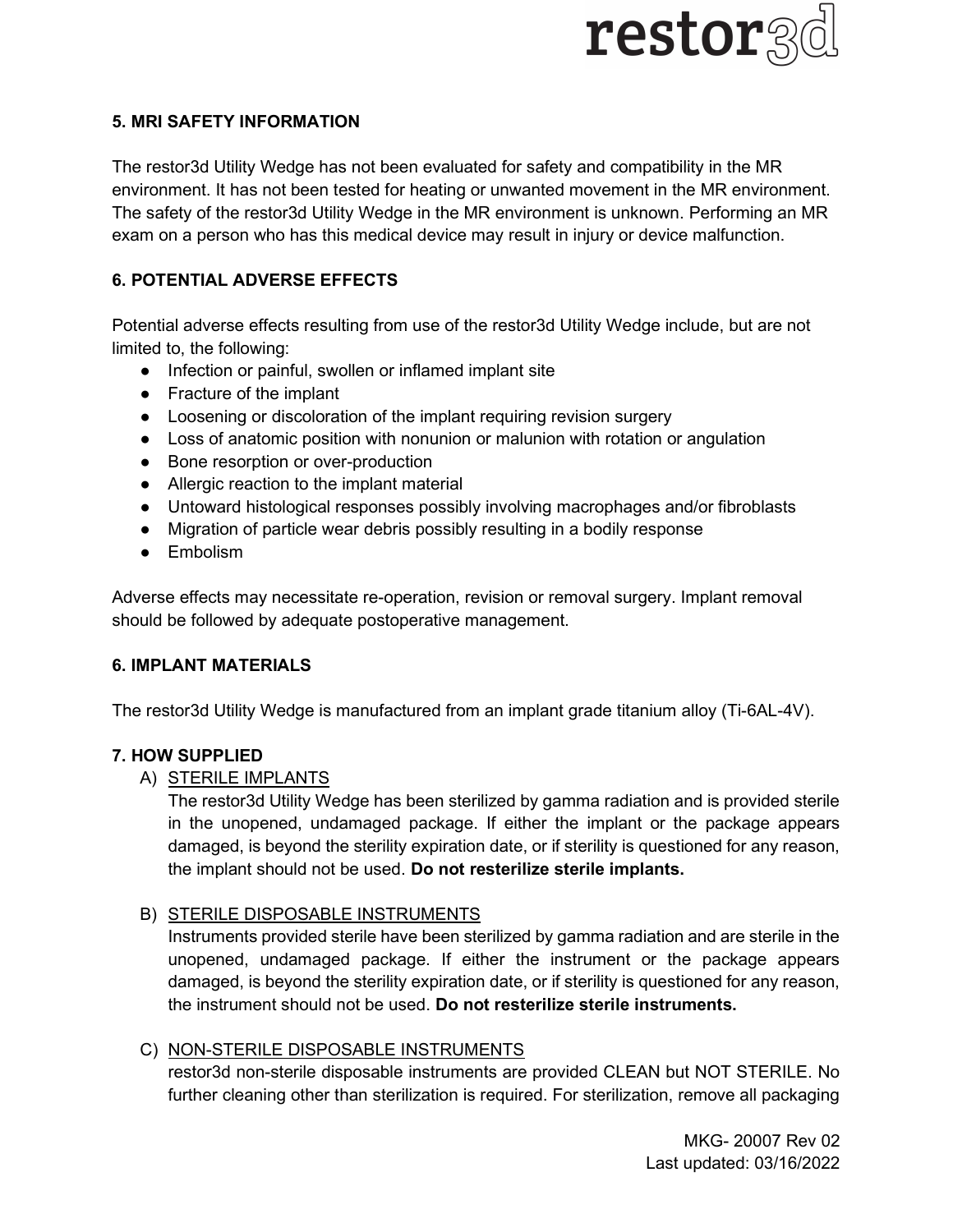## 5. MRI SAFETY INFORMATION

The restor3d Utility Wedge has not been evaluated for safety and compatibility in the MR environment. It has not been tested for heating or unwanted movement in the MR environment. The safety of the restor3d Utility Wedge in the MR environment is unknown. Performing an MR exam on a person who has this medical device may result in injury or device malfunction.

## 6. POTENTIAL ADVERSE EFFECTS

Potential adverse effects resulting from use of the restor3d Utility Wedge include, but are not limited to, the following:

- Infection or painful, swollen or inflamed implant site
- Fracture of the implant
- Loosening or discoloration of the implant requiring revision surgery
- Loss of anatomic position with nonunion or malunion with rotation or angulation
- Bone resorption or over-production
- Allergic reaction to the implant material
- Untoward histological responses possibly involving macrophages and/or fibroblasts
- Migration of particle wear debris possibly resulting in a bodily response
- Embolism

Adverse effects may necessitate re-operation, revision or removal surgery. Implant removal should be followed by adequate postoperative management.

## 6. IMPLANT MATERIALS

The restor3d Utility Wedge is manufactured from an implant grade titanium alloy (Ti-6AL-4V).

## 7. HOW SUPPLIED

A) STERILE IMPLANTS
The restor3d Utility Wedge has been sterilized by gamma radiation and is provided sterile in the unopened, undamaged package. If either the implant or the package appears damaged, is beyond the sterility expiration date, or if sterility is questioned for any reason, the implant should not be used. **Do not resterilize sterile implants.**

B) STERILE DISPOSABLE INSTRUMENTS
Instruments provided sterile have been sterilized by gamma radiation and are sterile in the unopened, undamaged package. If either the instrument or the package appears damaged, is beyond the sterility expiration date, or if sterility is questioned for any reason, the instrument should not be used. **Do not resterilize sterile instruments.**

C) NON-STERILE DISPOSABLE INSTRUMENTS
restor3d non-sterile disposable instruments are provided CLEAN but NOT STERILE. No further cleaning other than sterilization is required. For sterilization, remove all packaging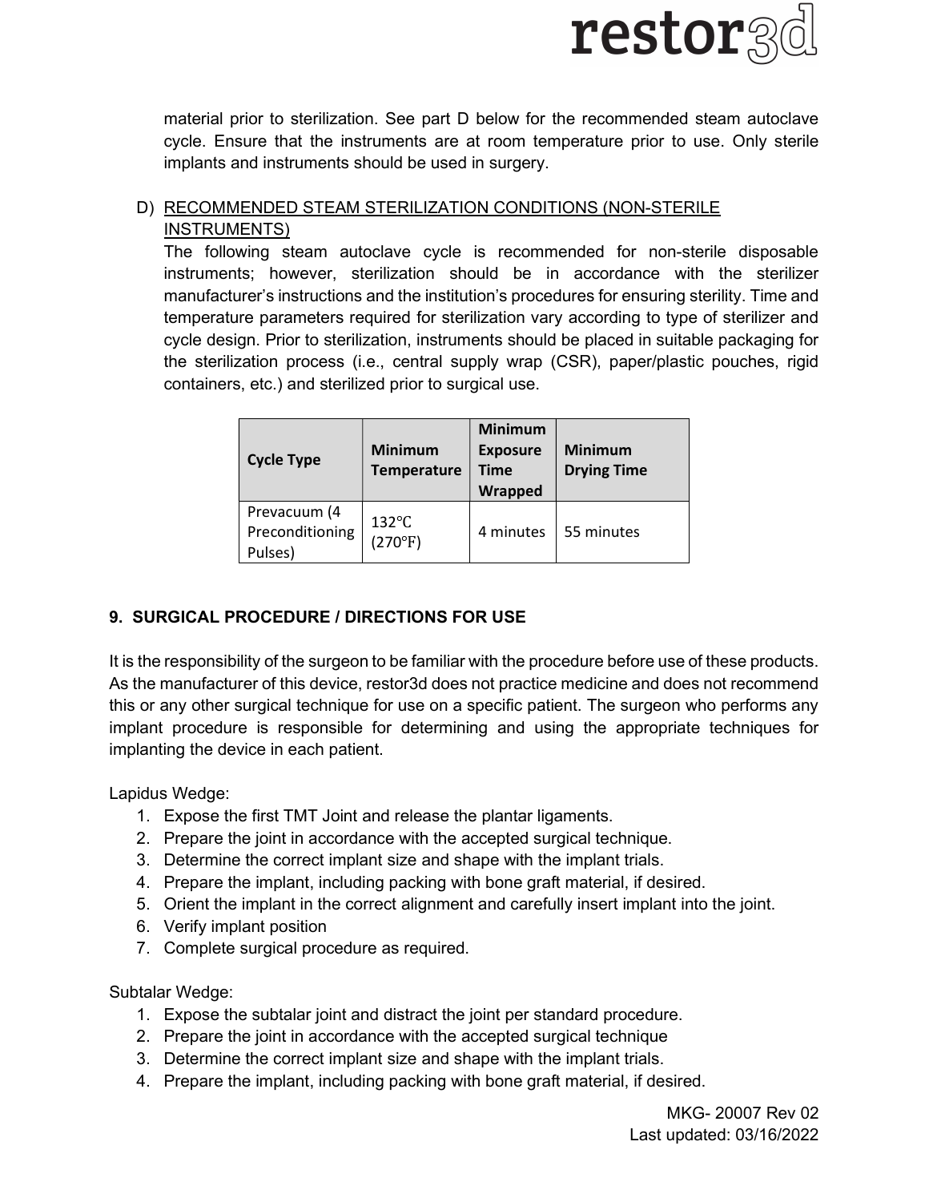material prior to sterilization. See part D below for the recommended steam autoclave cycle. Ensure that the instruments are at room temperature prior to use. Only sterile implants and instruments should be used in surgery.

D) RECOMMENDED STEAM STERILIZATION CONDITIONS (NON-STERILE INSTRUMENTS)

The following steam autoclave cycle is recommended for non-sterile disposable instruments; however, sterilization should be in accordance with the sterilizer manufacturer's instructions and the institution's procedures for ensuring sterility. Time and temperature parameters required for sterilization vary according to type of sterilizer and cycle design. Prior to sterilization, instruments should be placed in suitable packaging for the sterilization process (i.e., central supply wrap (CSR), paper/plastic pouches, rigid containers, etc.) and sterilized prior to surgical use.

| Cycle Type | Minimum Temperature | Minimum Exposure Time Wrapped | Minimum Drying Time |
|---|---|---|---|
| Prevacuum (4 Preconditioning Pulses) | 132℃ (270℉) | 4 minutes | 55 minutes |

## 9. SURGICAL PROCEDURE / DIRECTIONS FOR USE

It is the responsibility of the surgeon to be familiar with the procedure before use of these products. As the manufacturer of this device, restor3d does not practice medicine and does not recommend this or any other surgical technique for use on a specific patient. The surgeon who performs any implant procedure is responsible for determining and using the appropriate techniques for implanting the device in each patient.

Lapidus Wedge:

1. Expose the first TMT Joint and release the plantar ligaments.
2. Prepare the joint in accordance with the accepted surgical technique.
3. Determine the correct implant size and shape with the implant trials.
4. Prepare the implant, including packing with bone graft material, if desired.
5. Orient the implant in the correct alignment and carefully insert implant into the joint.
6. Verify implant position
7. Complete surgical procedure as required.

Subtalar Wedge:

1. Expose the subtalar joint and distract the joint per standard procedure.
2. Prepare the joint in accordance with the accepted surgical technique
3. Determine the correct implant size and shape with the implant trials.
4. Prepare the implant, including packing with bone graft material, if desired.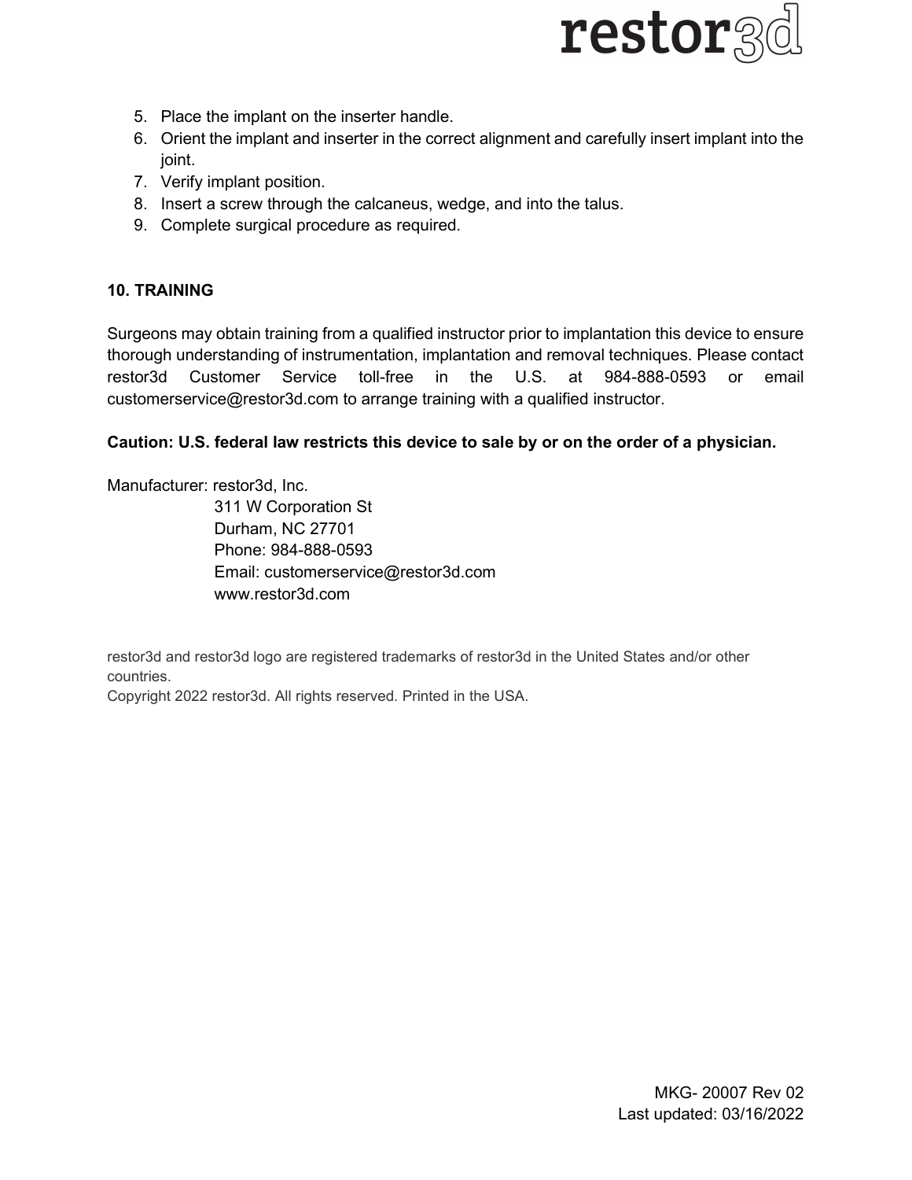5. Place the implant on the inserter handle.
6. Orient the implant and inserter in the correct alignment and carefully insert implant into the joint.
7. Verify implant position.
8. Insert a screw through the calcaneus, wedge, and into the talus.
9. Complete surgical procedure as required.

## 10. TRAINING

Surgeons may obtain training from a qualified instructor prior to implantation this device to ensure thorough understanding of instrumentation, implantation and removal techniques. Please contact restor3d Customer Service toll-free in the U.S. at 984-888-0593 or email customerservice@restor3d.com to arrange training with a qualified instructor.

**Caution: U.S. federal law restricts this device to sale by or on the order of a physician.**

Manufacturer: restor3d, Inc.
311 W Corporation St
Durham, NC 27701
Phone: 984-888-0593
Email: customerservice@restor3d.com
www.restor3d.com

restor3d and restor3d logo are registered trademarks of restor3d in the United States and/or other countries.
Copyright 2022 restor3d. All rights reserved. Printed in the USA.

MKG- 20007 Rev 02
Last updated: 03/16/2022